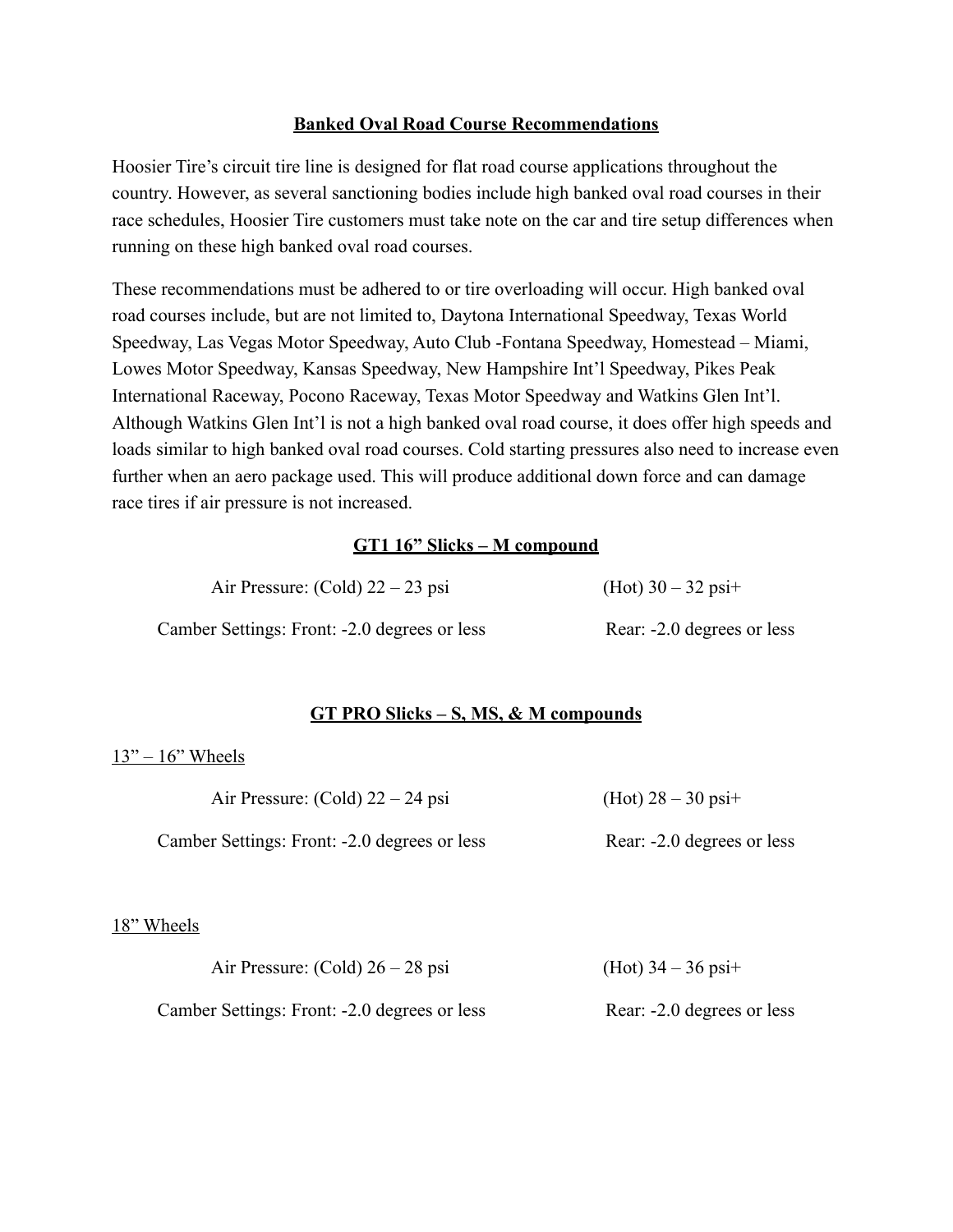# Banked Oval Road Course Recommendations

Hoosier Tire's circuit tire line is designed for flat road course applications throughout the country. However, as several sanctioning bodies include high banked oval road courses in their race schedules, Hoosier Tire customers must take note on the car and tire setup differences when running on these high banked oval road courses.

These recommendations must be adhered to or tire overloading will occur. High banked oval road courses include, but are not limited to, Daytona International Speedway, Texas World Speedway, Las Vegas Motor Speedway, Auto Club -Fontana Speedway, Homestead – Miami, Lowes Motor Speedway, Kansas Speedway, New Hampshire Int'l Speedway, Pikes Peak International Raceway, Pocono Raceway, Texas Motor Speedway and Watkins Glen Int'l. Although Watkins Glen Int'l is not a high banked oval road course, it does offer high speeds and loads similar to high banked oval road courses. Cold starting pressures also need to increase even further when an aero package used. This will produce additional down force and can damage race tires if air pressure is not increased.

## GT1 16" Slicks – M compound

Air Pressure: (Cold) 22 – 23 psi (Hot) 30 – 32 psi+

Camber Settings: Front: -2.0 degrees or less Rear: -2.0 degrees or less

## GT PRO Slicks – S, MS, & M compounds

### 13" – 16" Wheels

Air Pressure: (Cold) 22 – 24 psi (Hot) 28 – 30 psi+

Camber Settings: Front: -2.0 degrees or less Rear: -2.0 degrees or less

### 18" Wheels

Air Pressure: (Cold) 26 – 28 psi (Hot) 34 – 36 psi+

Camber Settings: Front: -2.0 degrees or less Rear: -2.0 degrees or less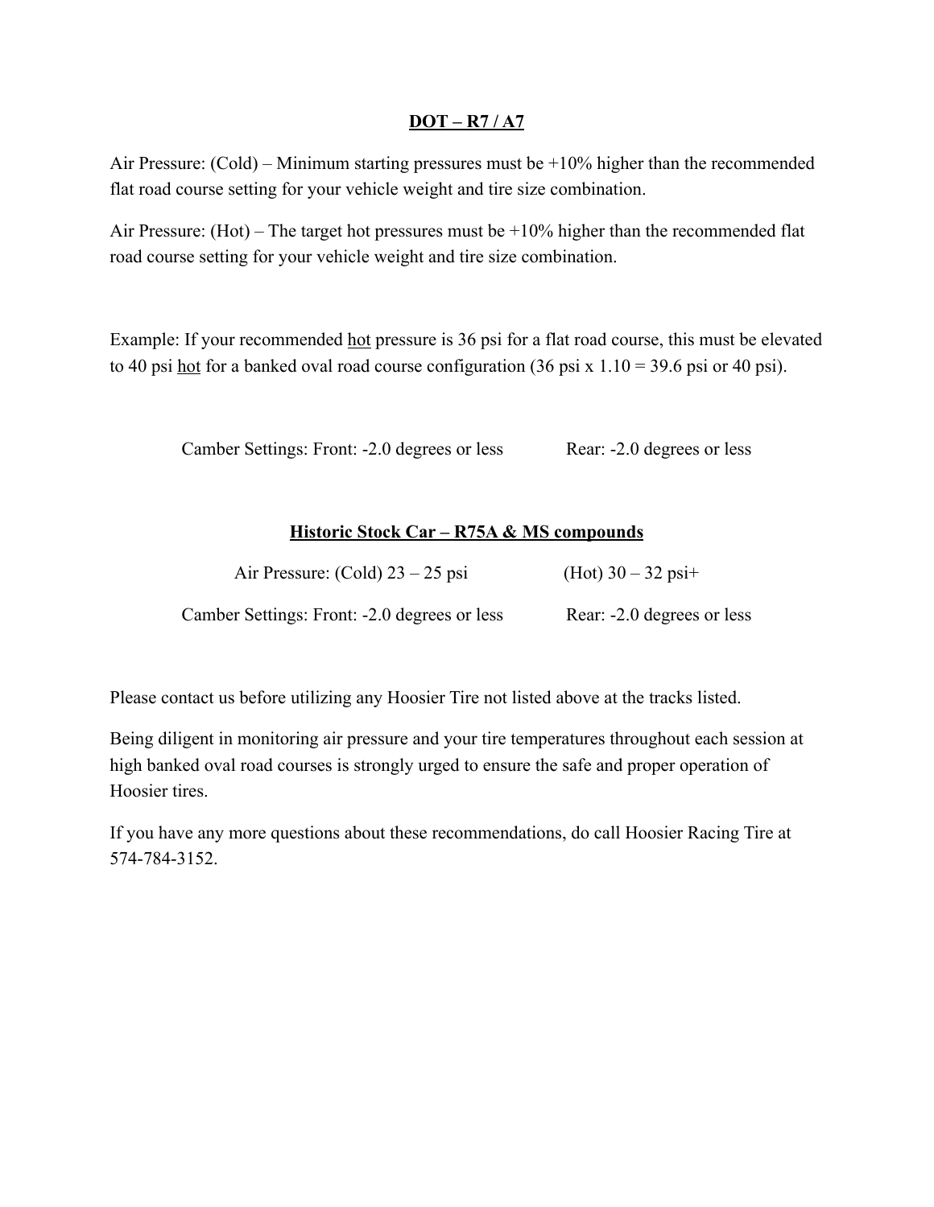## <u>DOT – R7 / A7</u>

Air Pressure: (Cold) – Minimum starting pressures must be +10% higher than the recommended flat road course setting for your vehicle weight and tire size combination.

Air Pressure: (Hot) – The target hot pressures must be +10% higher than the recommended flat road course setting for your vehicle weight and tire size combination.

Example: If your recommended <u>hot</u> pressure is 36 psi for a flat road course, this must be elevated to 40 psi <u>hot</u> for a banked oval road course configuration (36 psi x 1.10 = 39.6 psi or 40 psi).

Camber Settings: Front: -2.0 degrees or less    Rear: -2.0 degrees or less

## <u>Historic Stock Car – R75A & MS compounds</u>

Air Pressure: (Cold) 23 – 25 psi    (Hot) 30 – 32 psi+

Camber Settings: Front: -2.0 degrees or less    Rear: -2.0 degrees or less

Please contact us before utilizing any Hoosier Tire not listed above at the tracks listed.

Being diligent in monitoring air pressure and your tire temperatures throughout each session at high banked oval road courses is strongly urged to ensure the safe and proper operation of Hoosier tires.

If you have any more questions about these recommendations, do call Hoosier Racing Tire at 574-784-3152.